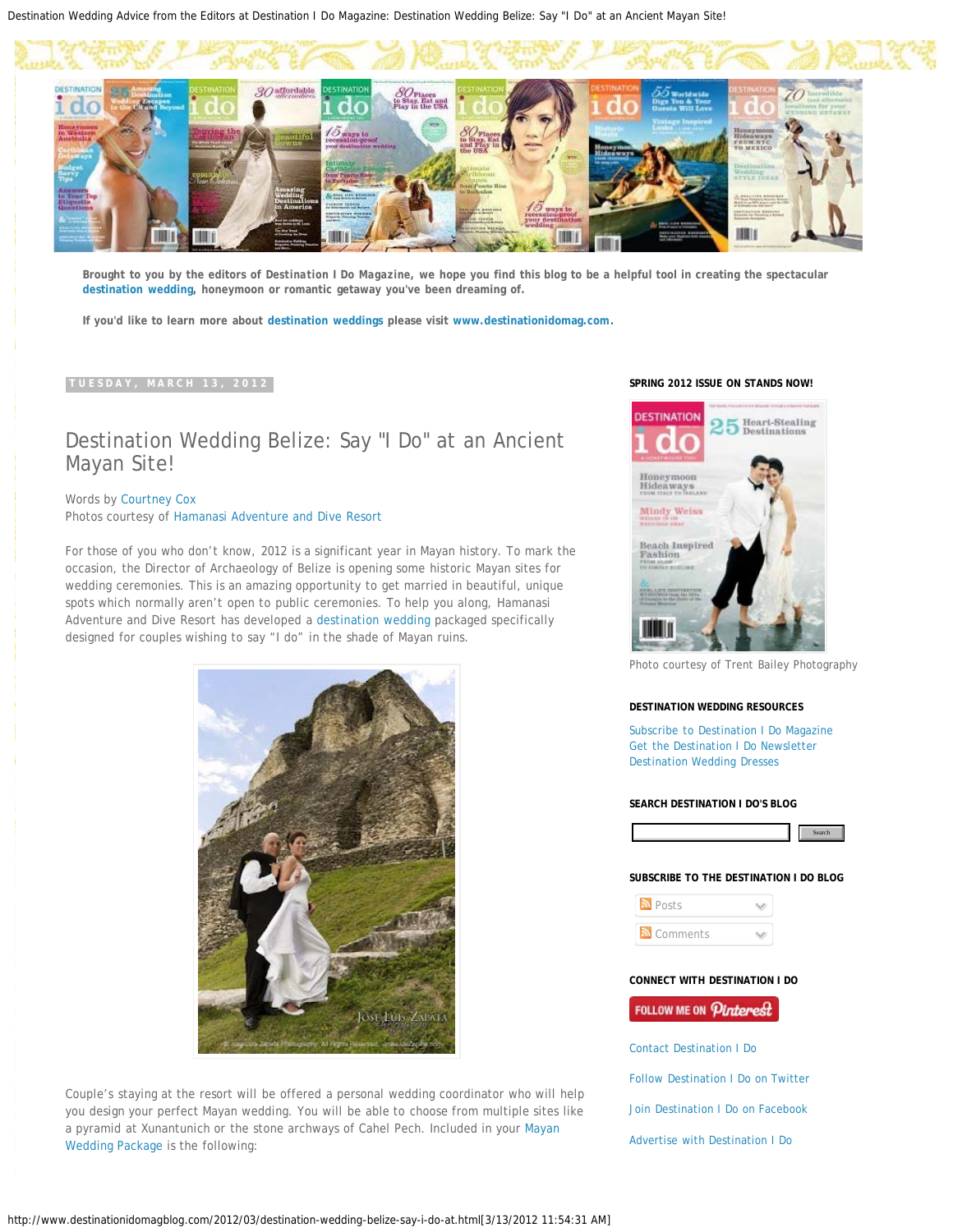Brought to you by the editors of Destination I Do Magazine, we hope you find this blog to be a helpful tool in creating the spectacular destination wedding, honeymoon or romantic getaway you've been dreaming of.

If you'd like to learn more about destination weddings please visit www.destinationidomag.com.

TUESDAY, MARCH 13, 2012

# Destination Wedding Belize: Say "I Do" at an Ancient Mayan Site!

Words by Courtney Cox
Photos courtesy of Hamanasi Adventure and Dive Resort

For those of you who don't know, 2012 is a significant year in Mayan history. To mark the occasion, the Director of Archaeology of Belize is opening some historic Mayan sites for wedding ceremonies. This is an amazing opportunity to get married in beautiful, unique spots which normally aren't open to public ceremonies. To help you along, Hamanasi Adventure and Dive Resort has developed a destination wedding packaged specifically designed for couples wishing to say "I do" in the shade of Mayan ruins.

Couple's staying at the resort will be offered a personal wedding coordinator who will help you design your perfect Mayan wedding. You will be able to choose from multiple sites like a pyramid at Xunantunich or the stone archways of Cahel Pech. Included in your Mayan Wedding Package is the following:

**SPRING 2012 ISSUE ON STANDS NOW!**

Photo courtesy of Trent Bailey Photography

**DESTINATION WEDDING RESOURCES**

Subscribe to Destination I Do Magazine
Get the Destination I Do Newsletter
Destination Wedding Dresses

**SEARCH DESTINATION I DO'S BLOG**

**SUBSCRIBE TO THE DESTINATION I DO BLOG**

Posts
Comments

**CONNECT WITH DESTINATION I DO**

Contact Destination I Do

Follow Destination I Do on Twitter

Join Destination I Do on Facebook

Advertise with Destination I Do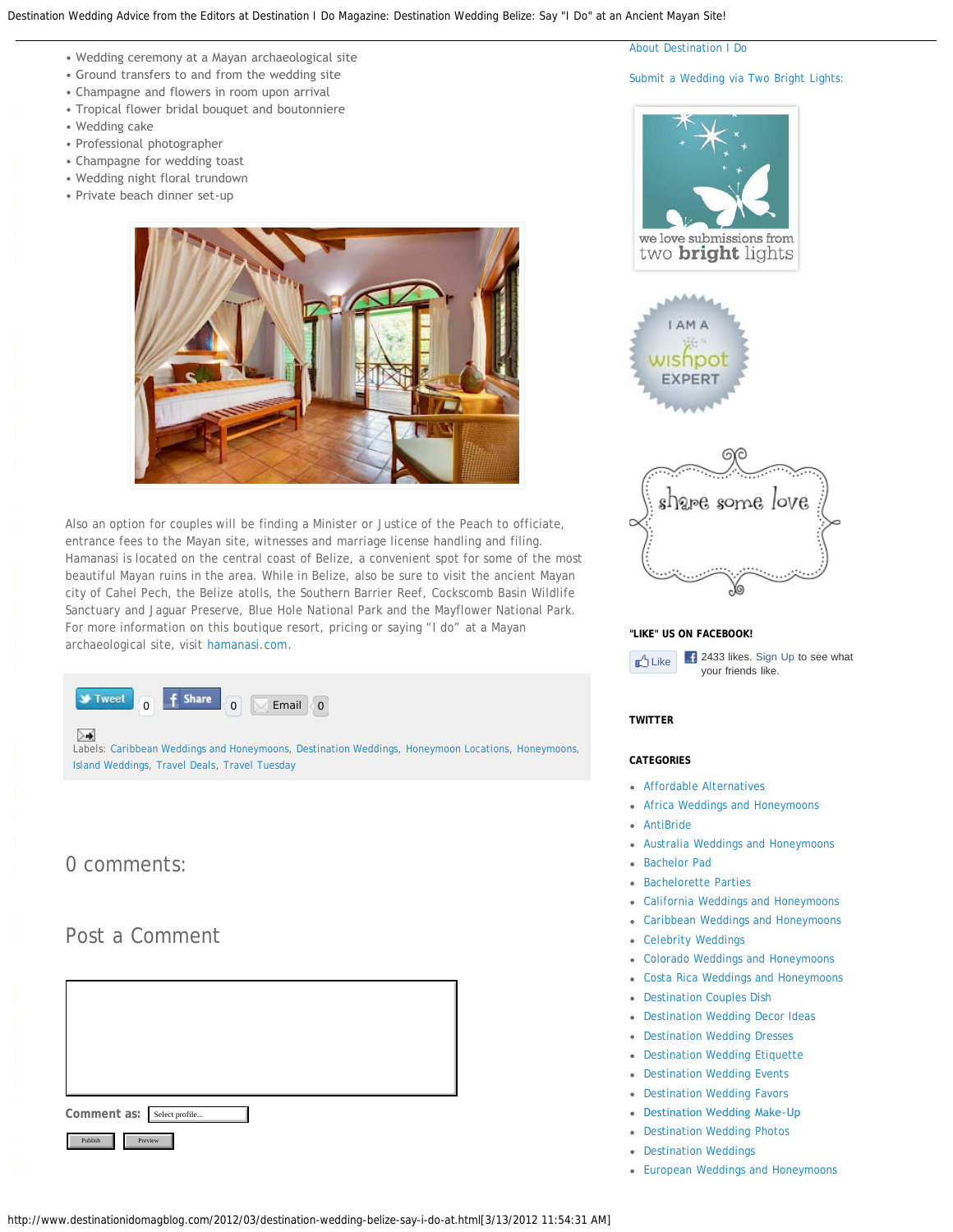- Wedding ceremony at a Mayan archaeological site
- Ground transfers to and from the wedding site
- Champagne and flowers in room upon arrival
- Tropical flower bridal bouquet and boutonniere
- Wedding cake
- Professional photographer
- Champagne for wedding toast
- Wedding night floral trundown
- Private beach dinner set-up

Also an option for couples will be finding a Minister or Justice of the Peach to officiate, entrance fees to the Mayan site, witnesses and marriage license handling and filing. Hamanasi is located on the central coast of Belize, a convenient spot for some of the most beautiful Mayan ruins in the area. While in Belize, also be sure to visit the ancient Mayan city of Cahel Pech, the Belize atolls, the Southern Barrier Reef, Cockscomb Basin Wildlife Sanctuary and Jaguar Preserve, Blue Hole National Park and the Mayflower National Park. For more information on this boutique resort, pricing or saying "I do" at a Mayan archaeological site, visit hamanasi.com.

Tweet 0 Share 0 Email 0

Labels: Caribbean Weddings and Honeymoons, Destination Weddings, Honeymoon Locations, Honeymoons, Island Weddings, Travel Deals, Travel Tuesday

## 0 comments:

## Post a Comment

Comment as: Select profile...

Publish Preview

About Destination I Do

Submit a Wedding via Two Bright Lights:

we love submissions from two bright lights

I AM A wishpot EXPERT

share some love

**"LIKE" US ON FACEBOOK!**

Like 2433 likes. Sign Up to see what your friends like.

**TWITTER**

**CATEGORIES**

- Affordable Alternatives
- Africa Weddings and Honeymoons
- AntiBride
- Australia Weddings and Honeymoons
- Bachelor Pad
- Bachelorette Parties
- California Weddings and Honeymoons
- Caribbean Weddings and Honeymoons
- Celebrity Weddings
- Colorado Weddings and Honeymoons
- Costa Rica Weddings and Honeymoons
- Destination Couples Dish
- Destination Wedding Decor Ideas
- Destination Wedding Dresses
- Destination Wedding Etiquette
- Destination Wedding Events
- Destination Wedding Favors
- Destination Wedding Make-Up
- Destination Wedding Photos
- Destination Weddings
- European Weddings and Honeymoons